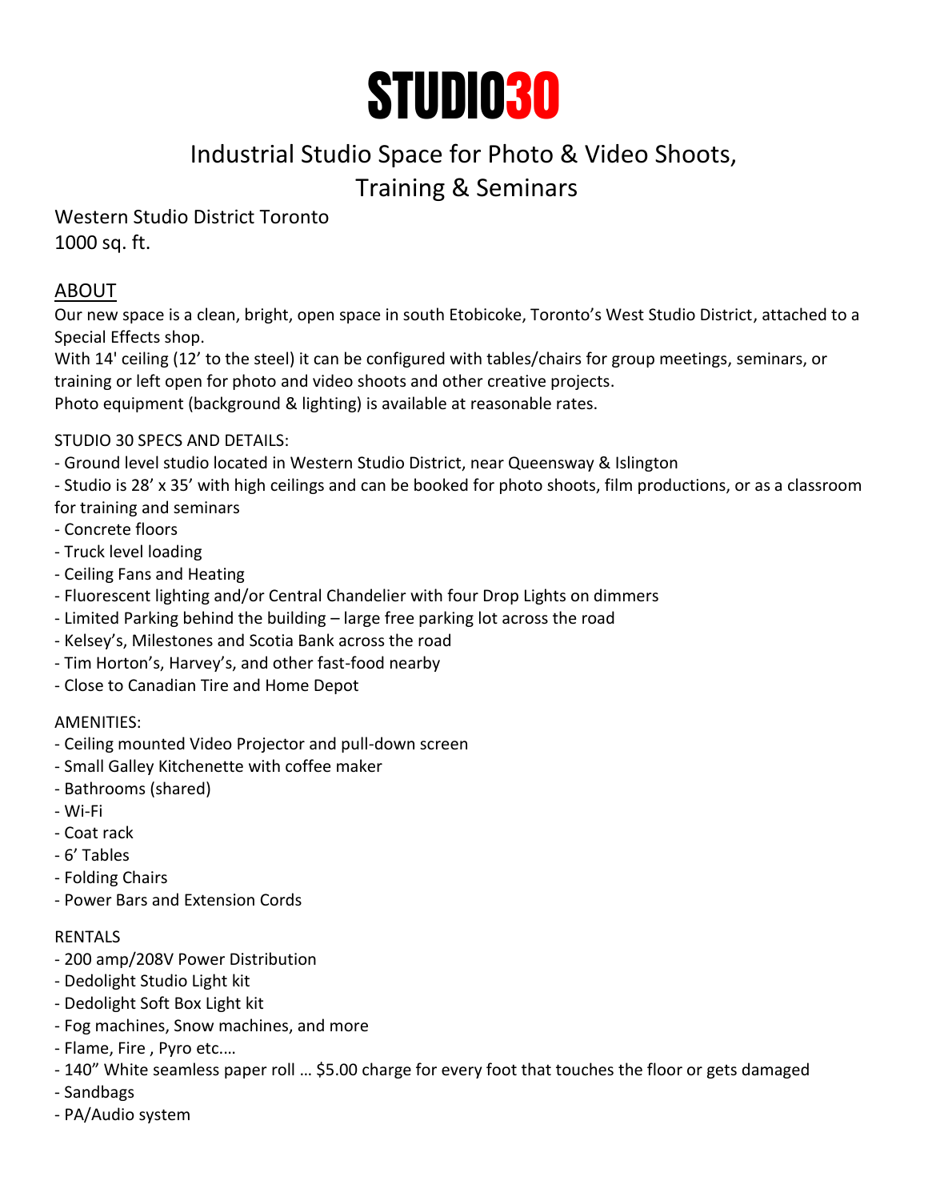# STUDIO30

## Industrial Studio Space for Photo & Video Shoots, Training & Seminars

Western Studio District Toronto
1000 sq. ft.

### ABOUT

Our new space is a clean, bright, open space in south Etobicoke, Toronto's West Studio District, attached to a Special Effects shop.
With 14' ceiling (12' to the steel) it can be configured with tables/chairs for group meetings, seminars, or training or left open for photo and video shoots and other creative projects.
Photo equipment (background & lighting) is available at reasonable rates.

STUDIO 30 SPECS AND DETAILS:

- Ground level studio located in Western Studio District, near Queensway & Islington
- Studio is 28' x 35' with high ceilings and can be booked for photo shoots, film productions, or as a classroom for training and seminars
- Concrete floors
- Truck level loading
- Ceiling Fans and Heating
- Fluorescent lighting and/or Central Chandelier with four Drop Lights on dimmers
- Limited Parking behind the building – large free parking lot across the road
- Kelsey's, Milestones and Scotia Bank across the road
- Tim Horton's, Harvey's, and other fast-food nearby
- Close to Canadian Tire and Home Depot

AMENITIES:

- Ceiling mounted Video Projector and pull-down screen
- Small Galley Kitchenette with coffee maker
- Bathrooms (shared)
- Wi-Fi
- Coat rack
- 6' Tables
- Folding Chairs
- Power Bars and Extension Cords

RENTALS

- 200 amp/208V Power Distribution
- Dedolight Studio Light kit
- Dedolight Soft Box Light kit
- Fog machines, Snow machines, and more
- Flame, Fire , Pyro etc.…
- 140" White seamless paper roll … $5.00 charge for every foot that touches the floor or gets damaged
- Sandbags
- PA/Audio system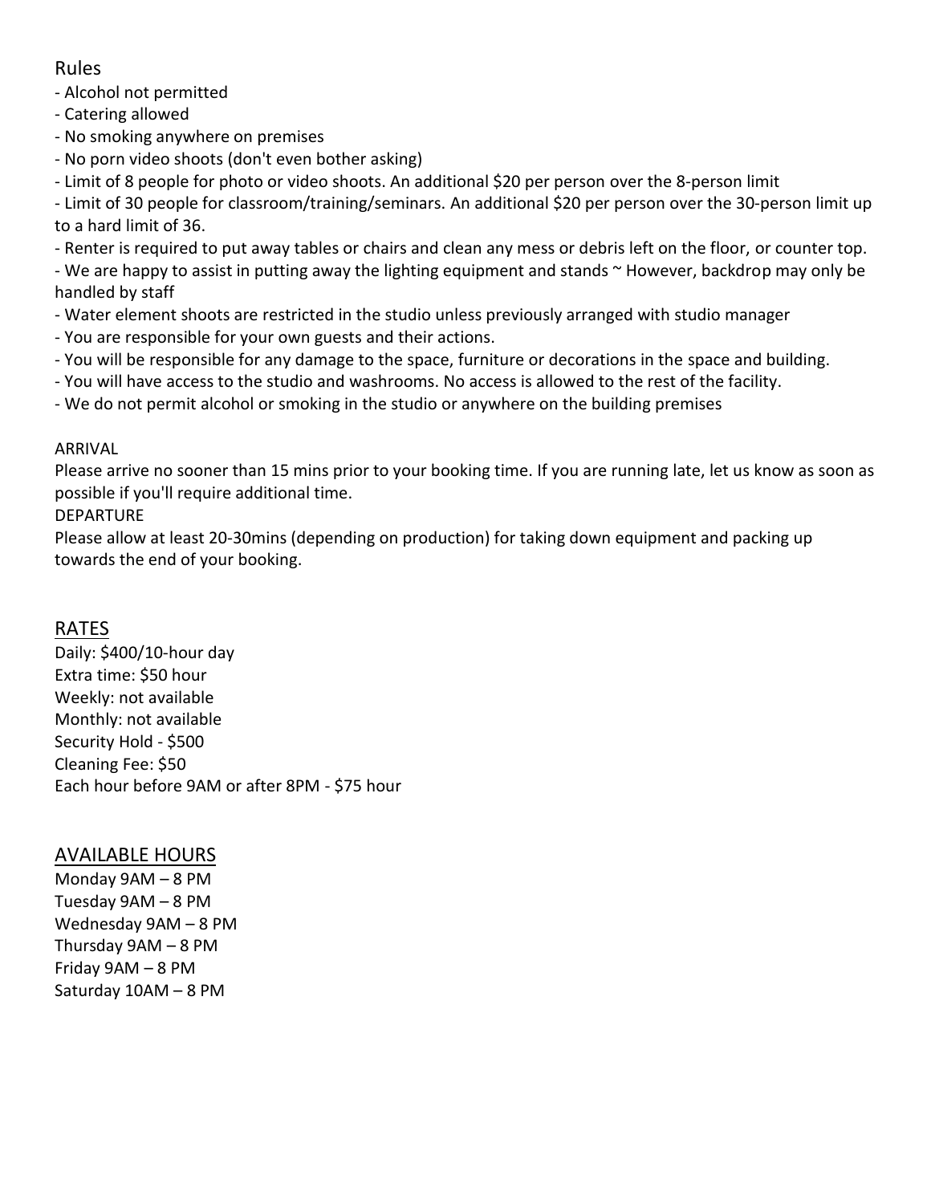## Rules

- Alcohol not permitted
- Catering allowed
- No smoking anywhere on premises
- No porn video shoots (don't even bother asking)
- Limit of 8 people for photo or video shoots. An additional $20 per person over the 8-person limit
- Limit of 30 people for classroom/training/seminars. An additional $20 per person over the 30-person limit up to a hard limit of 36.
- Renter is required to put away tables or chairs and clean any mess or debris left on the floor, or counter top.
- We are happy to assist in putting away the lighting equipment and stands ~ However, backdrop may only be handled by staff
- Water element shoots are restricted in the studio unless previously arranged with studio manager
- You are responsible for your own guests and their actions.
- You will be responsible for any damage to the space, furniture or decorations in the space and building.
- You will have access to the studio and washrooms. No access is allowed to the rest of the facility.
- We do not permit alcohol or smoking in the studio or anywhere on the building premises

ARRIVAL

Please arrive no sooner than 15 mins prior to your booking time. If you are running late, let us know as soon as possible if you'll require additional time.

DEPARTURE

Please allow at least 20-30mins (depending on production) for taking down equipment and packing up towards the end of your booking.

## RATES

Daily: $400/10-hour day
Extra time: $50 hour
Weekly: not available
Monthly: not available
Security Hold - $500
Cleaning Fee: $50
Each hour before 9AM or after 8PM - $75 hour

## AVAILABLE HOURS

Monday 9AM – 8 PM
Tuesday 9AM – 8 PM
Wednesday 9AM – 8 PM
Thursday 9AM – 8 PM
Friday 9AM – 8 PM
Saturday 10AM – 8 PM